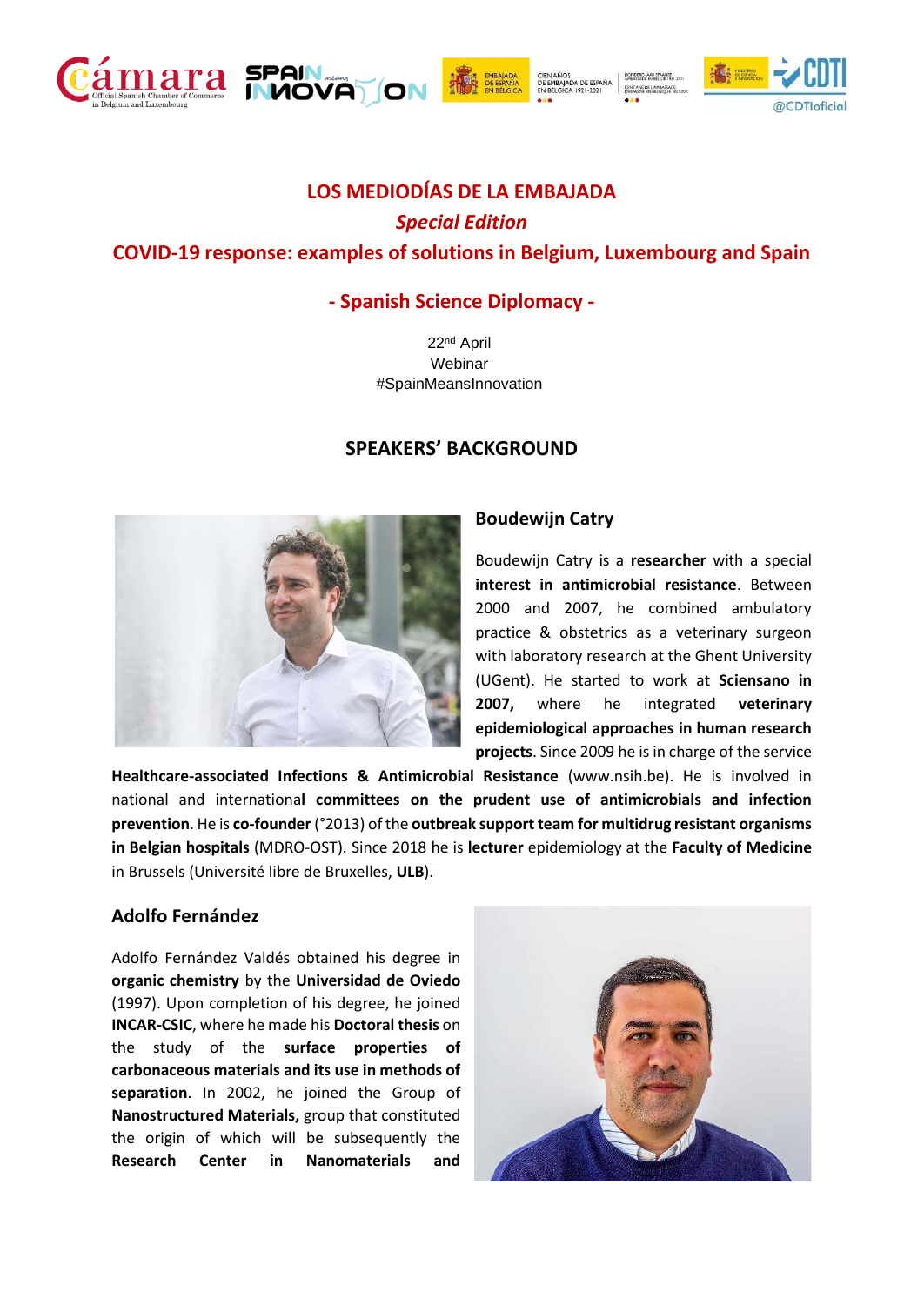# LOS MEDIODÍAS DE LA EMBAJADA

## *Special Edition*

## COVID-19 response: examples of solutions in Belgium, Luxembourg and Spain

## - Spanish Science Diplomacy -

22nd April
Webinar
#SpainMeansInnovation

## SPEAKERS' BACKGROUND

### Boudewijn Catry

Boudewijn Catry is a **researcher** with a special **interest in antimicrobial resistance**. Between 2000 and 2007, he combined ambulatory practice & obstetrics as a veterinary surgeon with laboratory research at the Ghent University (UGent). He started to work at **Sciensano in 2007,** where he integrated **veterinary epidemiological approaches in human research projects**. Since 2009 he is in charge of the service **Healthcare-associated Infections & Antimicrobial Resistance** (www.nsih.be). He is involved in national and international **committees on the prudent use of antimicrobials and infection prevention**. He is **co-founder** (°2013) of the **outbreak support team for multidrug resistant organisms in Belgian hospitals** (MDRO-OST). Since 2018 he is **lecturer** epidemiology at the **Faculty of Medicine** in Brussels (Université libre de Bruxelles, **ULB**).

### Adolfo Fernández

Adolfo Fernández Valdés obtained his degree in **organic chemistry** by the **Universidad de Oviedo** (1997). Upon completion of his degree, he joined **INCAR-CSIC**, where he made his **Doctoral thesis** on the study of the **surface properties of carbonaceous materials and its use in methods of separation**. In 2002, he joined the Group of **Nanostructured Materials,** group that constituted the origin of which will be subsequently the **Research Center in Nanomaterials and**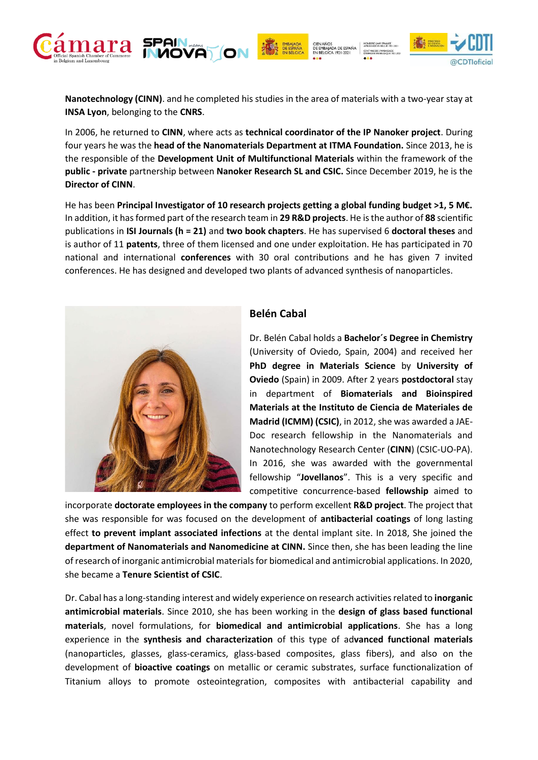**Nanotechnology (CINN)**. and he completed his studies in the area of materials with a two-year stay at **INSA Lyon**, belonging to the **CNRS**.

In 2006, he returned to **CINN**, where acts as **technical coordinator of the IP Nanoker project**. During four years he was the **head of the Nanomaterials Department at ITMA Foundation.** Since 2013, he is the responsible of the **Development Unit of Multifunctional Materials** within the framework of the **public - private** partnership between **Nanoker Research SL and CSIC.** Since December 2019, he is the **Director of CINN**.

He has been **Principal Investigator of 10 research projects getting a global funding budget >1, 5 M€.** In addition, it has formed part of the research team in **29 R&D projects**. He is the author of **88** scientific publications in **ISI Journals (h = 21)** and **two book chapters**. He has supervised 6 **doctoral theses** and is author of 11 **patents**, three of them licensed and one under exploitation. He has participated in 70 national and international **conferences** with 30 oral contributions and he has given 7 invited conferences. He has designed and developed two plants of advanced synthesis of nanoparticles.

### Belén Cabal

Dr. Belén Cabal holds a **Bachelor´s Degree in Chemistry** (University of Oviedo, Spain, 2004) and received her **PhD degree in Materials Science** by **University of Oviedo** (Spain) in 2009. After 2 years **postdoctoral** stay in department of **Biomaterials and Bioinspired Materials at the Instituto de Ciencia de Materiales de Madrid (ICMM) (CSIC)**, in 2012, she was awarded a JAE-Doc research fellowship in the Nanomaterials and Nanotechnology Research Center (**CINN**) (CSIC-UO-PA). In 2016, she was awarded with the governmental fellowship "**Jovellanos**". This is a very specific and competitive concurrence-based **fellowship** aimed to incorporate **doctorate employees in the company** to perform excellent **R&D project**. The project that she was responsible for was focused on the development of **antibacterial coatings** of long lasting effect **to prevent implant associated infections** at the dental implant site. In 2018, She joined the **department of Nanomaterials and Nanomedicine at CINN.** Since then, she has been leading the line of research of inorganic antimicrobial materials for biomedical and antimicrobial applications. In 2020, she became a **Tenure Scientist of CSIC**.

Dr. Cabal has a long-standing interest and widely experience on research activities related to **inorganic antimicrobial materials**. Since 2010, she has been working in the **design of glass based functional materials**, novel formulations, for **biomedical and antimicrobial applications**. She has a long experience in the **synthesis and characterization** of this type of ad**vanced functional materials** (nanoparticles, glasses, glass-ceramics, glass-based composites, glass fibers), and also on the development of **bioactive coatings** on metallic or ceramic substrates, surface functionalization of Titanium alloys to promote osteointegration, composites with antibacterial capability and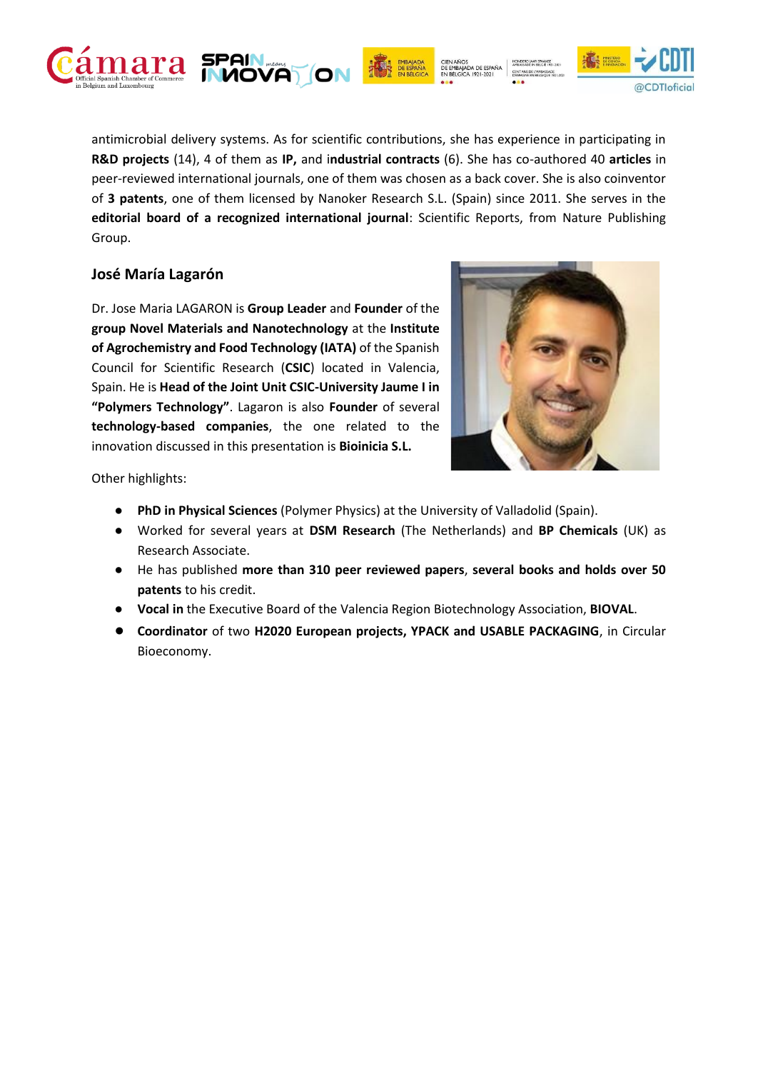antimicrobial delivery systems. As for scientific contributions, she has experience in participating in **R&D projects** (14), 4 of them as **IP,** and i**ndustrial contracts** (6). She has co-authored 40 **articles** in peer-reviewed international journals, one of them was chosen as a back cover. She is also coinventor of **3 patents**, one of them licensed by Nanoker Research S.L. (Spain) since 2011. She serves in the **editorial board of a recognized international journal**: Scientific Reports, from Nature Publishing Group.

## José María Lagarón

Dr. Jose Maria LAGARON is **Group Leader** and **Founder** of the **group Novel Materials and Nanotechnology** at the **Institute of Agrochemistry and Food Technology (IATA)** of the Spanish Council for Scientific Research (**CSIC**) located in Valencia, Spain. He is **Head of the Joint Unit CSIC-University Jaume I in "Polymers Technology"**. Lagaron is also **Founder** of several **technology-based companies**, the one related to the innovation discussed in this presentation is **Bioinicia S.L.**

Other highlights:

- **PhD in Physical Sciences** (Polymer Physics) at the University of Valladolid (Spain).
- Worked for several years at **DSM Research** (The Netherlands) and **BP Chemicals** (UK) as Research Associate.
- He has published **more than 310 peer reviewed papers**, **several books and holds over 50 patents** to his credit.
- **Vocal in** the Executive Board of the Valencia Region Biotechnology Association, **BIOVAL**.
- **Coordinator** of two **H2020 European projects, YPACK and USABLE PACKAGING**, in Circular Bioeconomy.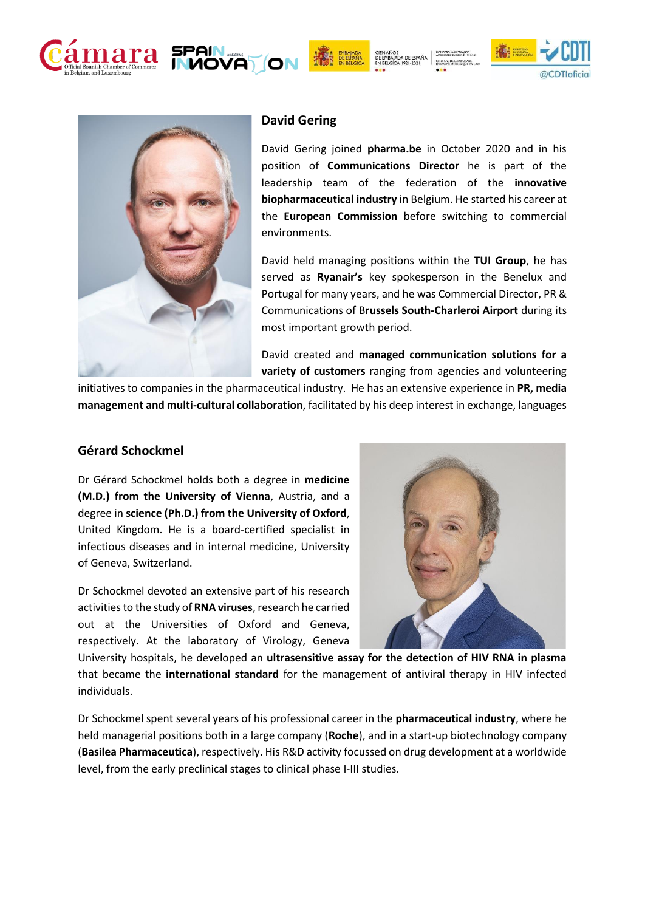## David Gering

David Gering joined **pharma.be** in October 2020 and in his position of **Communications Director** he is part of the leadership team of the federation of the **innovative biopharmaceutical industry** in Belgium. He started his career at the **European Commission** before switching to commercial environments.

David held managing positions within the **TUI Group**, he has served as **Ryanair's** key spokesperson in the Benelux and Portugal for many years, and he was Commercial Director, PR & Communications of B**russels South-Charleroi Airport** during its most important growth period.

David created and **managed communication solutions for a variety of customers** ranging from agencies and volunteering initiatives to companies in the pharmaceutical industry. He has an extensive experience in **PR, media management and multi-cultural collaboration**, facilitated by his deep interest in exchange, languages

## Gérard Schockmel

Dr Gérard Schockmel holds both a degree in **medicine (M.D.) from the University of Vienna**, Austria, and a degree in **science (Ph.D.) from the University of Oxford**, United Kingdom. He is a board-certified specialist in infectious diseases and in internal medicine, University of Geneva, Switzerland.

Dr Schockmel devoted an extensive part of his research activities to the study of **RNA viruses**, research he carried out at the Universities of Oxford and Geneva, respectively. At the laboratory of Virology, Geneva University hospitals, he developed an **ultrasensitive assay for the detection of HIV RNA in plasma** that became the **international standard** for the management of antiviral therapy in HIV infected individuals.

Dr Schockmel spent several years of his professional career in the **pharmaceutical industry**, where he held managerial positions both in a large company (**Roche**), and in a start-up biotechnology company (**Basilea Pharmaceutica**), respectively. His R&D activity focussed on drug development at a worldwide level, from the early preclinical stages to clinical phase I-III studies.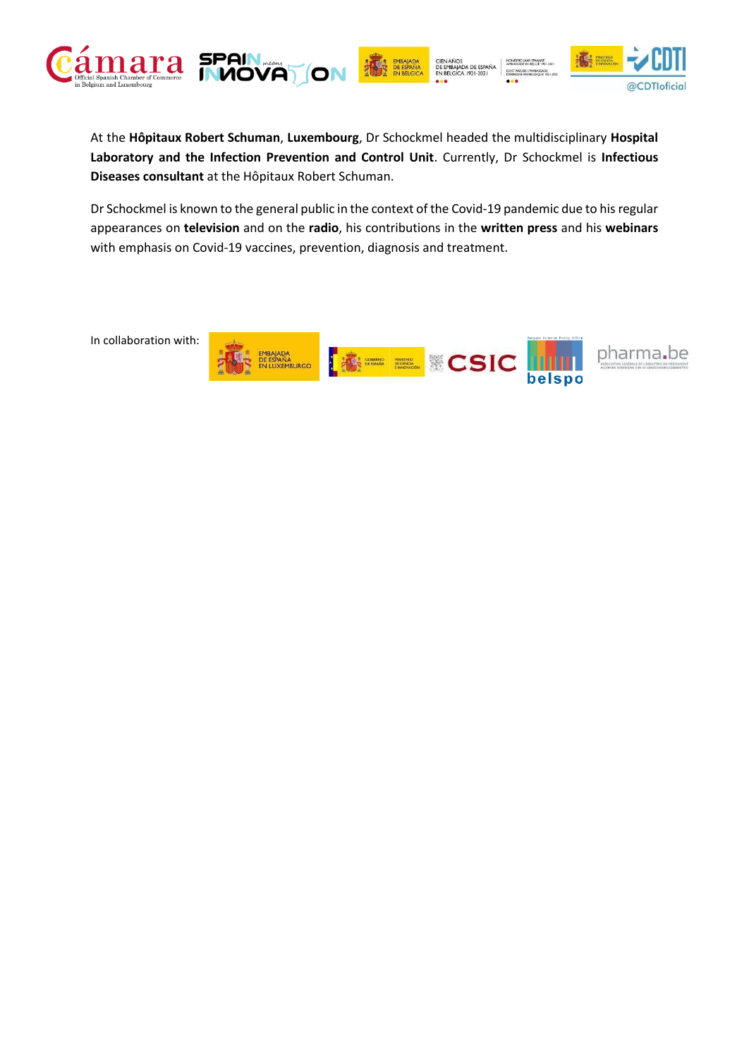At the **Hôpitaux Robert Schuman**, **Luxembourg**, Dr Schockmel headed the multidisciplinary **Hospital Laboratory and the Infection Prevention and Control Unit**. Currently, Dr Schockmel is **Infectious Diseases consultant** at the Hôpitaux Robert Schuman.

Dr Schockmel is known to the general public in the context of the Covid-19 pandemic due to his regular appearances on **television** and on the **radio**, his contributions in the **written press** and his **webinars** with emphasis on Covid-19 vaccines, prevention, diagnosis and treatment.

In collaboration with: